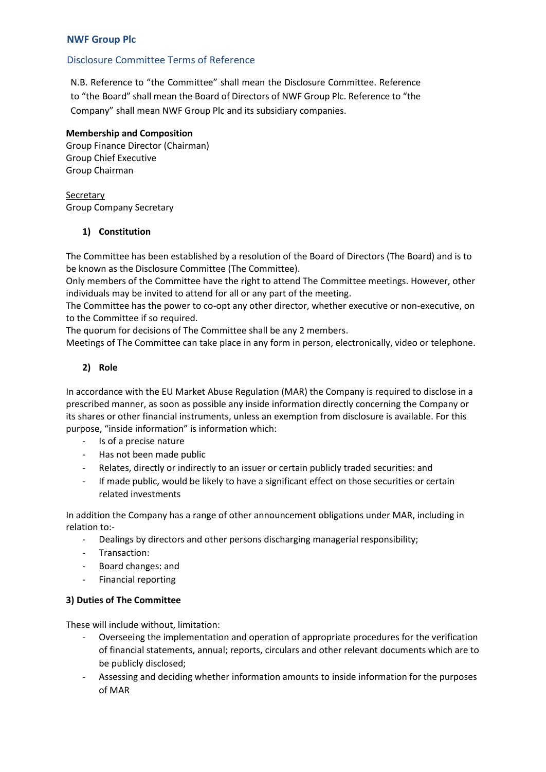**NWF Group Plc**

## Disclosure Committee Terms of Reference

N.B. Reference to "the Committee" shall mean the Disclosure Committee. Reference to "the Board" shall mean the Board of Directors of NWF Group Plc. Reference to "the Company" shall mean NWF Group Plc and its subsidiary companies.

**Membership and Composition**

Group Finance Director (Chairman)
Group Chief Executive
Group Chairman

Secretary
Group Company Secretary

### 1) Constitution

The Committee has been established by a resolution of the Board of Directors (The Board) and is to be known as the Disclosure Committee (The Committee).

Only members of the Committee have the right to attend The Committee meetings. However, other individuals may be invited to attend for all or any part of the meeting.

The Committee has the power to co-opt any other director, whether executive or non-executive, on to the Committee if so required.

The quorum for decisions of The Committee shall be any 2 members.

Meetings of The Committee can take place in any form in person, electronically, video or telephone.

### 2) Role

In accordance with the EU Market Abuse Regulation (MAR) the Company is required to disclose in a prescribed manner, as soon as possible any inside information directly concerning the Company or its shares or other financial instruments, unless an exemption from disclosure is available. For this purpose, "inside information" is information which:

- Is of a precise nature
- Has not been made public
- Relates, directly or indirectly to an issuer or certain publicly traded securities: and
- If made public, would be likely to have a significant effect on those securities or certain related investments

In addition the Company has a range of other announcement obligations under MAR, including in relation to:-

- Dealings by directors and other persons discharging managerial responsibility;
- Transaction:
- Board changes: and
- Financial reporting

### 3) Duties of The Committee

These will include without, limitation:

- Overseeing the implementation and operation of appropriate procedures for the verification of financial statements, annual; reports, circulars and other relevant documents which are to be publicly disclosed;
- Assessing and deciding whether information amounts to inside information for the purposes of MAR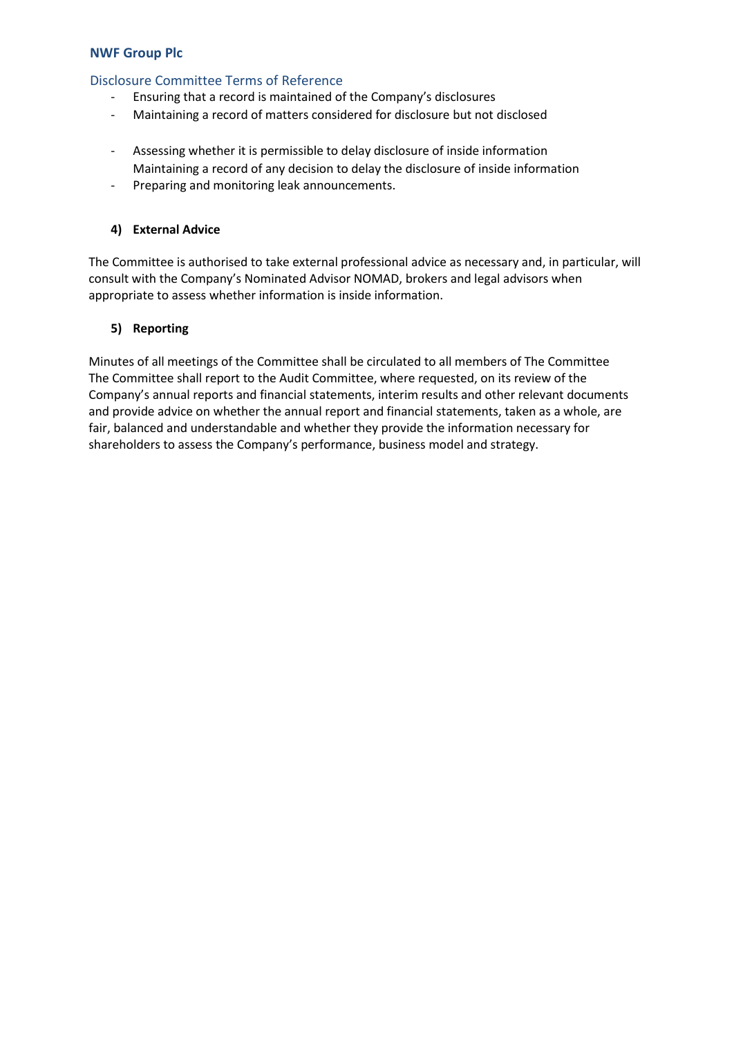**NWF Group Plc**

Disclosure Committee Terms of Reference

- Ensuring that a record is maintained of the Company's disclosures
- Maintaining a record of matters considered for disclosure but not disclosed

- Assessing whether it is permissible to delay disclosure of inside information
  Maintaining a record of any decision to delay the disclosure of inside information
- Preparing and monitoring leak announcements.

#### 4) External Advice

The Committee is authorised to take external professional advice as necessary and, in particular, will consult with the Company's Nominated Advisor NOMAD, brokers and legal advisors when appropriate to assess whether information is inside information.

#### 5) Reporting

Minutes of all meetings of the Committee shall be circulated to all members of The Committee
The Committee shall report to the Audit Committee, where requested, on its review of the Company's annual reports and financial statements, interim results and other relevant documents and provide advice on whether the annual report and financial statements, taken as a whole, are fair, balanced and understandable and whether they provide the information necessary for shareholders to assess the Company's performance, business model and strategy.